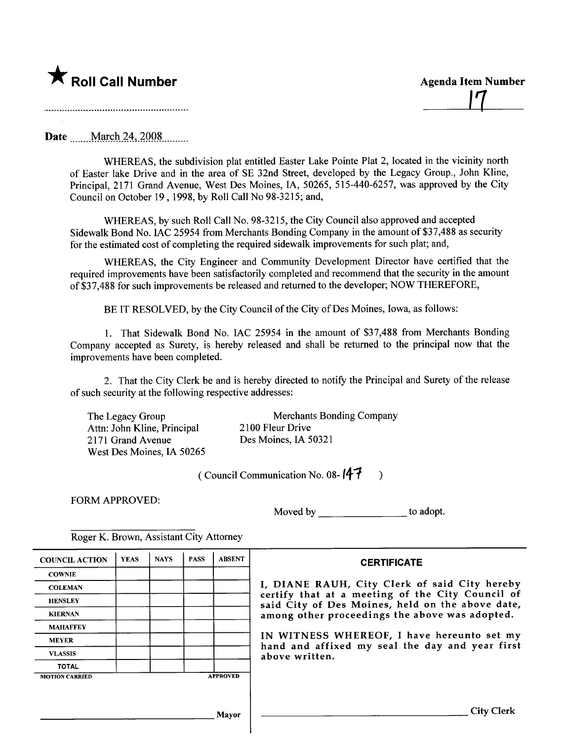★ **Roll Call Number**

**Agenda Item Number**

17

Date March 24, 2008

WHEREAS, the subdivision plat entitled Easter Lake Pointe Plat 2, located in the vicinity north of Easter lake Drive and in the area of SE 32nd Street, developed by the Legacy Group., John Kline, Principal, 2171 Grand Avenue, West Des Moines, IA, 50265, 515-440-6257, was approved by the City Council on October 19, 1998, by Roll Call No 98-3215; and,

WHEREAS, by such Roll Call No. 98-3215, the City Council also approved and accepted Sidewalk Bond No. IAC 25954 from Merchants Bonding Company in the amount of $37,488 as security for the estimated cost of completing the required sidewalk improvements for such plat; and,

WHEREAS, the City Engineer and Community Development Director have certified that the required improvements have been satisfactorily completed and recommend that the security in the amount of $37,488 for such improvements be released and returned to the developer; NOW THEREFORE,

BE IT RESOLVED, by the City Council of the City of Des Moines, Iowa, as follows:

1. That Sidewalk Bond No. IAC 25954 in the amount of $37,488 from Merchants Bonding Company accepted as Surety, is hereby released and shall be returned to the principal now that the improvements have been completed.

2. That the City Clerk be and is hereby directed to notify the Principal and Surety of the release of such security at the following respective addresses:

The Legacy Group
Attn: John Kline, Principal
2171 Grand Avenue
West Des Moines, IA 50265

Merchants Bonding Company
2100 Fleur Drive
Des Moines, IA 50321

( Council Communication No. 08- 147 )

FORM APPROVED:

Moved by \_\_\_\_\_\_\_\_\_\_\_\_\_\_\_ to adopt.

\_\_\_\_\_\_\_\_\_\_\_\_\_\_\_\_\_\_\_\_\_\_\_\_
Roger K. Brown, Assistant City Attorney

| COUNCIL ACTION | YEAS | NAYS | PASS | ABSENT |
|---|---|---|---|---|
| COWNIE | | | | |
| COLEMAN | | | | |
| HENSLEY | | | | |
| KIERNAN | | | | |
| MAHAFFEY | | | | |
| MEYER | | | | |
| VLASSIS | | | | |
| TOTAL | | | | |

MOTION CARRIED APPROVED

\_\_\_\_\_\_\_\_\_\_\_\_\_\_\_\_\_\_\_\_\_\_\_\_ Mayor

**CERTIFICATE**

I, DIANE RAUH, City Clerk of said City hereby certify that at a meeting of the City Council of said City of Des Moines, held on the above date, among other proceedings the above was adopted.

IN WITNESS WHEREOF, I have hereunto set my hand and affixed my seal the day and year first above written.

\_\_\_\_\_\_\_\_\_\_\_\_\_\_\_\_\_\_\_\_\_\_\_\_ City Clerk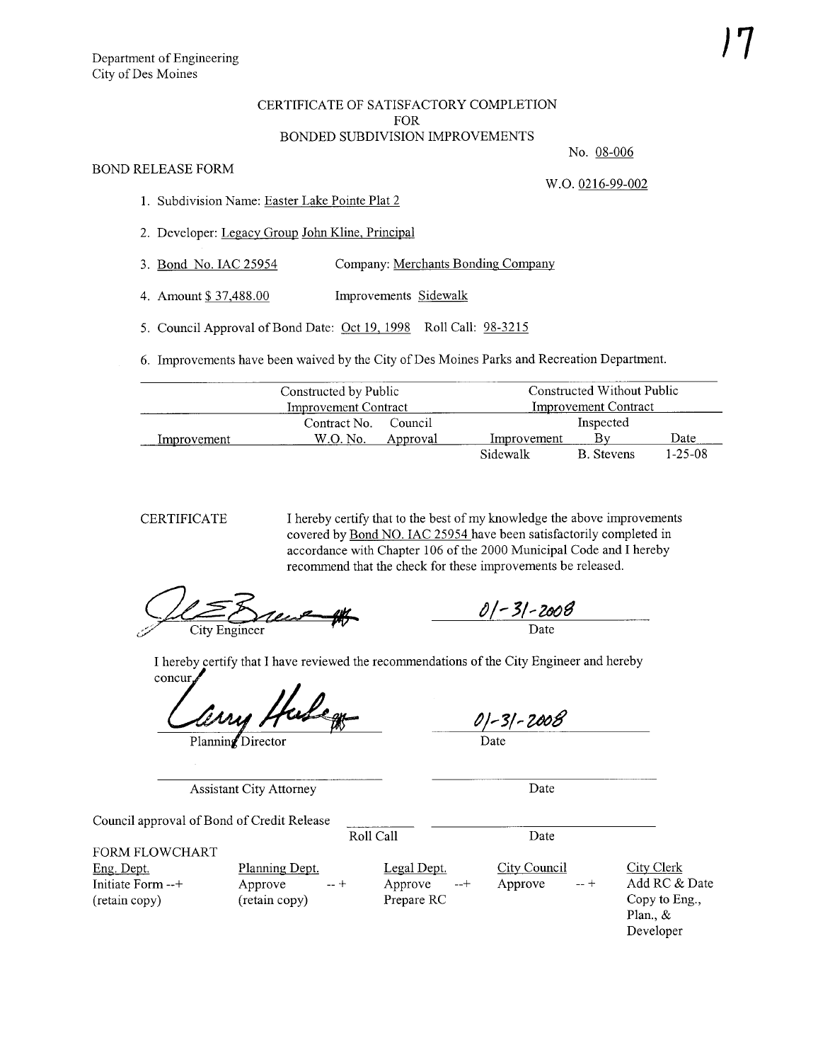Department of Engineering
City of Des Moines

## CERTIFICATE OF SATISFACTORY COMPLETION
## FOR
## BONDED SUBDIVISION IMPROVEMENTS

No. 08-006

BOND RELEASE FORM

W.O. 0216-99-002

1. Subdivision Name: Easter Lake Pointe Plat 2
2. Developer: Legacy Group John Kline, Principal
3. Bond No. IAC 25954 Company: Merchants Bonding Company
4. Amount $ 37,488.00 Improvements Sidewalk
5. Council Approval of Bond Date: Oct 19, 1998 Roll Call: 98-3215
6. Improvements have been waived by the City of Des Moines Parks and Recreation Department.

| | Constructed by Public Improvement Contract | | Constructed Without Public Improvement Contract | | |
|---|---|---|---|---|---|
| | Contract No. | Council | | Inspected | |
| Improvement | W.O. No. | Approval | Improvement | By | Date |
| | | | Sidewalk | B. Stevens | 1-25-08 |

CERTIFICATE I hereby certify that to the best of my knowledge the above improvements covered by Bond NO. IAC 25954 have been satisfactorily completed in accordance with Chapter 106 of the 2000 Municipal Code and I hereby recommend that the check for these improvements be released.

City Engineer 01-31-2008
Date

I hereby certify that I have reviewed the recommendations of the City Engineer and hereby concur.

Planning Director 01-31-2008
Date

Assistant City Attorney Date

Council approval of Bond of Credit Release Roll Call Date

FORM FLOWCHART

| Eng. Dept. | Planning Dept. | Legal Dept. | City Council | City Clerk |
|---|---|---|---|---|
| Initiate Form --+ | Approve --+ | Approve --+ | Approve --+ | Add RC & Date |
| (retain copy) | (retain copy) | Prepare RC | | Copy to Eng., Plan., & Developer |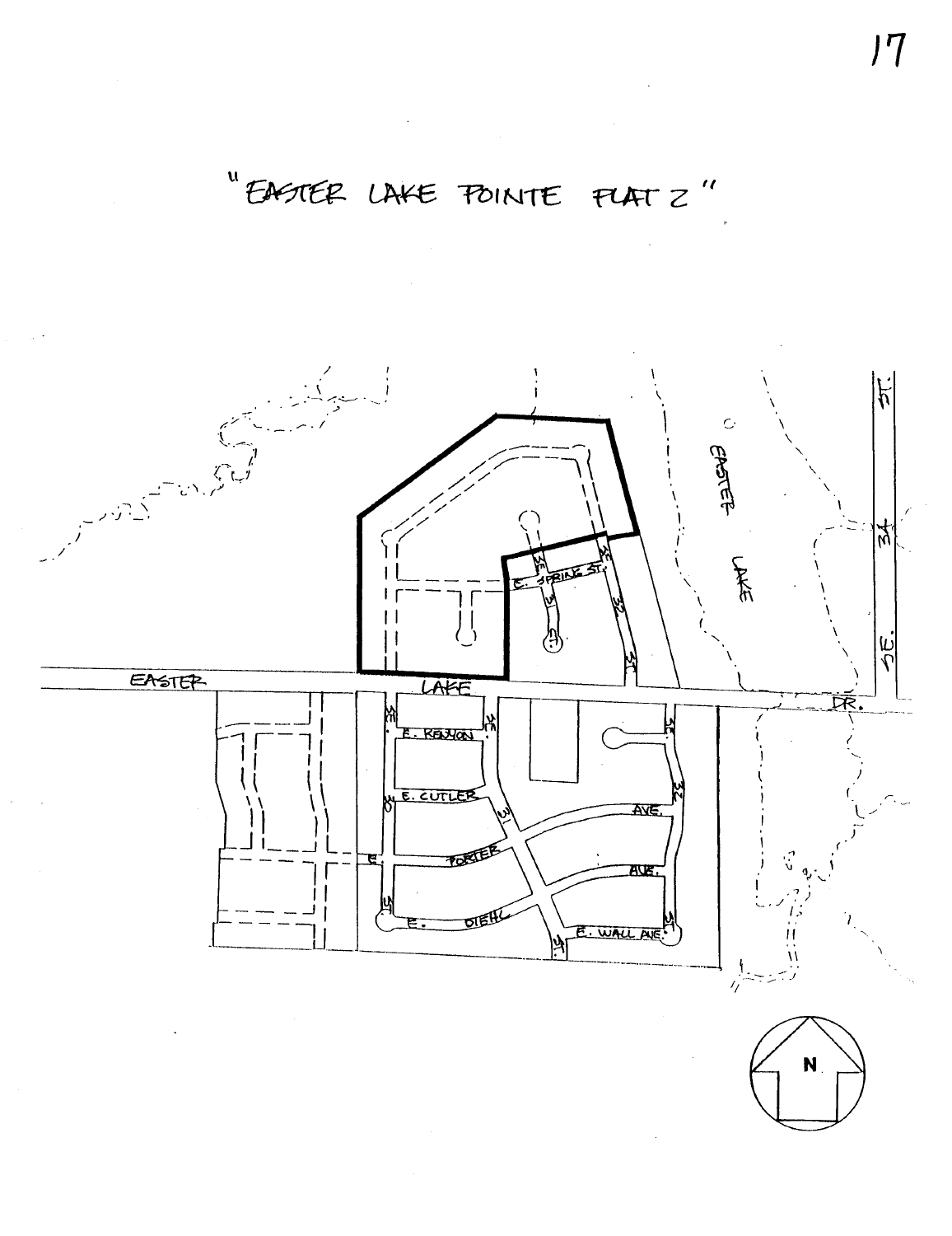# "EASTER LAKE POINTE PLAT 2"

EASTER LAKE

E. SPRING ST.

EASTER LAKE DR.

E. KENYON

E. CUTLER AVE.

PORTER AVE.

E. DIEHL

E. WALL AVE.

SE. 34 ST.

N